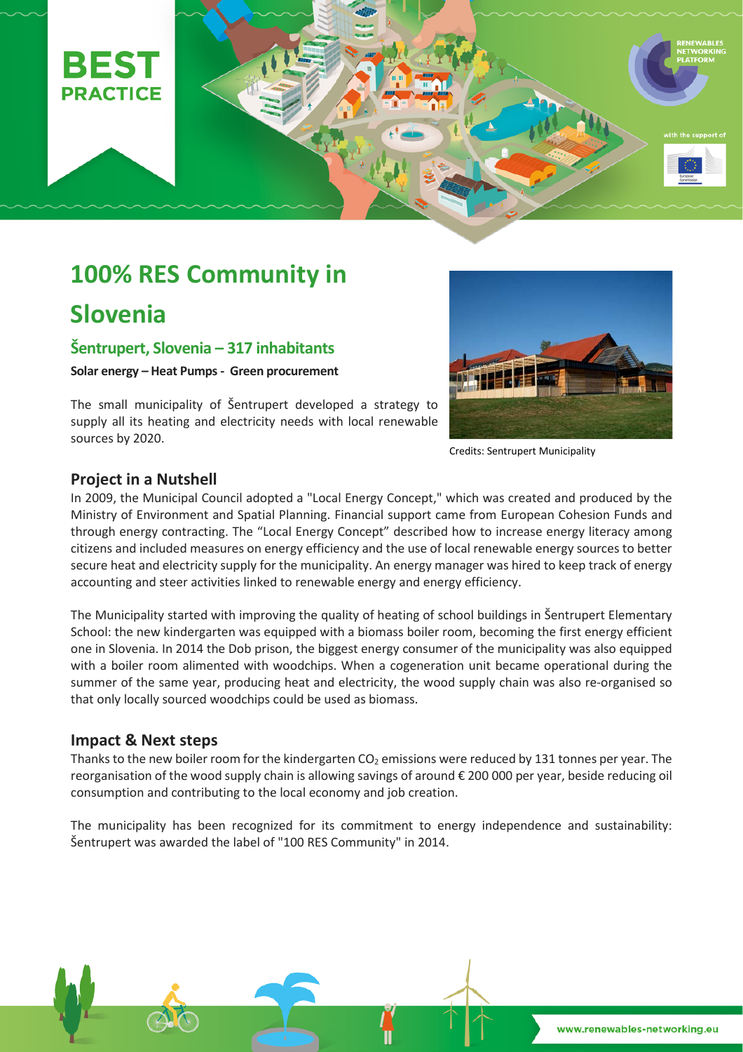**BEST PRACTICE**

# 100% RES Community in Slovenia

## Šentrupert, Slovenia – 317 inhabitants

**Solar energy – Heat Pumps - Green procurement**

The small municipality of Šentrupert developed a strategy to supply all its heating and electricity needs with local renewable sources by 2020.

Credits: Sentrupert Municipality

### Project in a Nutshell

In 2009, the Municipal Council adopted a "Local Energy Concept," which was created and produced by the Ministry of Environment and Spatial Planning. Financial support came from European Cohesion Funds and through energy contracting. The "Local Energy Concept" described how to increase energy literacy among citizens and included measures on energy efficiency and the use of local renewable energy sources to better secure heat and electricity supply for the municipality. An energy manager was hired to keep track of energy accounting and steer activities linked to renewable energy and energy efficiency.

The Municipality started with improving the quality of heating of school buildings in Šentrupert Elementary School: the new kindergarten was equipped with a biomass boiler room, becoming the first energy efficient one in Slovenia. In 2014 the Dob prison, the biggest energy consumer of the municipality was also equipped with a boiler room alimented with woodchips. When a cogeneration unit became operational during the summer of the same year, producing heat and electricity, the wood supply chain was also re-organised so that only locally sourced woodchips could be used as biomass.

### Impact & Next steps

Thanks to the new boiler room for the kindergarten $CO_2$ emissions were reduced by 131 tonnes per year. The reorganisation of the wood supply chain is allowing savings of around € 200 000 per year, beside reducing oil consumption and contributing to the local economy and job creation.

The municipality has been recognized for its commitment to energy independence and sustainability: Šentrupert was awarded the label of "100 RES Community" in 2014.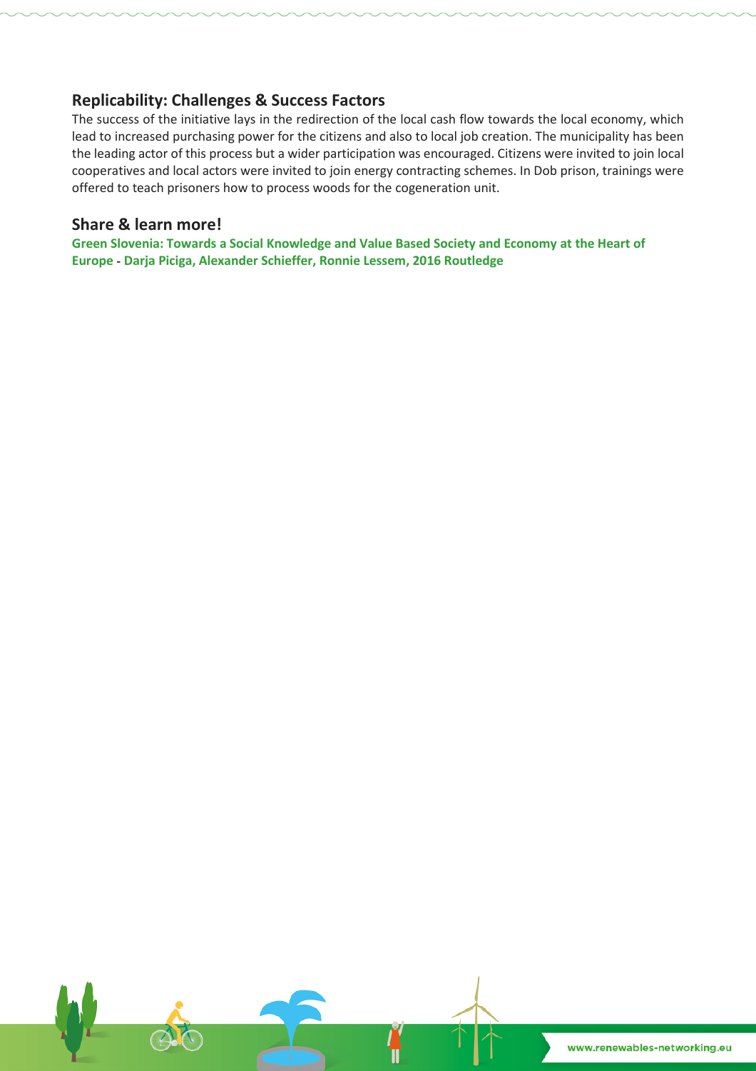## Replicability: Challenges & Success Factors

The success of the initiative lays in the redirection of the local cash flow towards the local economy, which lead to increased purchasing power for the citizens and also to local job creation. The municipality has been the leading actor of this process but a wider participation was encouraged. Citizens were invited to join local cooperatives and local actors were invited to join energy contracting schemes. In Dob prison, trainings were offered to teach prisoners how to process woods for the cogeneration unit.

## Share & learn more!

**Green Slovenia: Towards a Social Knowledge and Value Based Society and Economy at the Heart of Europe - Darja Piciga, Alexander Schieffer, Ronnie Lessem, 2016 Routledge**